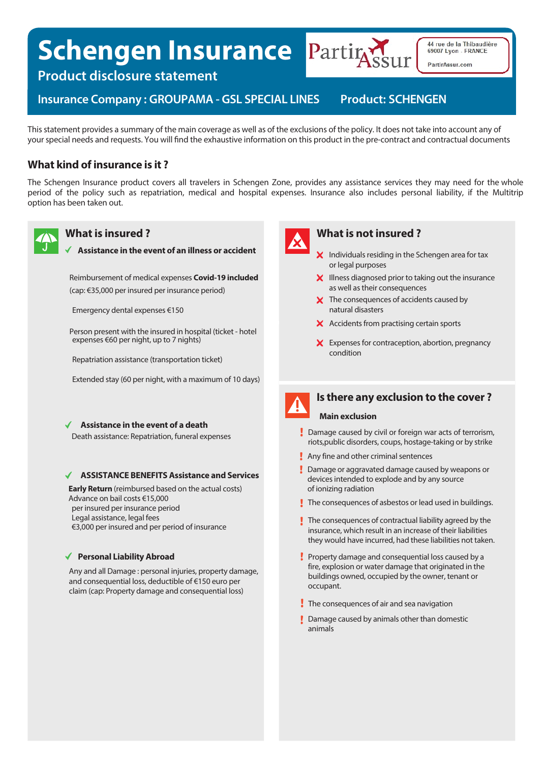# Schengen Insurance

## Product disclosure statement

PartirAssur

44 rue de la Thibaudière
69007 Lyon - FRANCE

PartirAssur.com

**Insurance Company : GROUPAMA - GSL SPECIAL LINES** **Product: SCHENGEN**

This statement provides a summary of the main coverage as well as of the exclusions of the policy. It does not take into account any of your special needs and requests. You will find the exhaustive information on this product in the pre-contract and contractual documents

## What kind of insurance is it ?

The Schengen Insurance product covers all travelers in Schengen Zone, provides any assistance services they may need for the whole period of the policy such as repatriation, medical and hospital expenses. Insurance also includes personal liability, if the Multitrip option has been taken out.

## What is insured ?

✓ **Assistance in the event of an illness or accident**

Reimbursement of medical expenses **Covid-19 included** (cap: €35,000 per insured per insurance period)

Emergency dental expenses €150

Person present with the insured in hospital (ticket - hotel expenses €60 per night, up to 7 nights)

Repatriation assistance (transportation ticket)

Extended stay (60 per night, with a maximum of 10 days)

✓ **Assistance in the event of a death**

Death assistance: Repatriation, funeral expenses

✓ **ASSISTANCE BENEFITS Assistance and Services**

**Early Return** (reimbursed based on the actual costs)
Advance on bail costs €15,000
per insured per insurance period
Legal assistance, legal fees
€3,000 per insured and per period of insurance

✓ **Personal Liability Abroad**

Any and all Damage : personal injuries, property damage, and consequential loss, deductible of €150 euro per claim (cap: Property damage and consequential loss)

## What is not insured ?

- ✗ Individuals residing in the Schengen area for tax or legal purposes
- ✗ Illness diagnosed prior to taking out the insurance as well as their consequences
- ✗ The consequences of accidents caused by natural disasters
- ✗ Accidents from practising certain sports
- ✗ Expenses for contraception, abortion, pregnancy condition

## Is there any exclusion to the cover ?

**Main exclusion**

- ! Damage caused by civil or foreign war acts of terrorism, riots,public disorders, coups, hostage-taking or by strike
- ! Any fine and other criminal sentences
- ! Damage or aggravated damage caused by weapons or devices intended to explode and by any source of ionizing radiation
- ! The consequences of asbestos or lead used in buildings.
- ! The consequences of contractual liability agreed by the insurance, which result in an increase of their liabilities they would have incurred, had these liabilities not taken.
- ! Property damage and consequential loss caused by a fire, explosion or water damage that originated in the buildings owned, occupied by the owner, tenant or occupant.
- ! The consequences of air and sea navigation
- ! Damage caused by animals other than domestic animals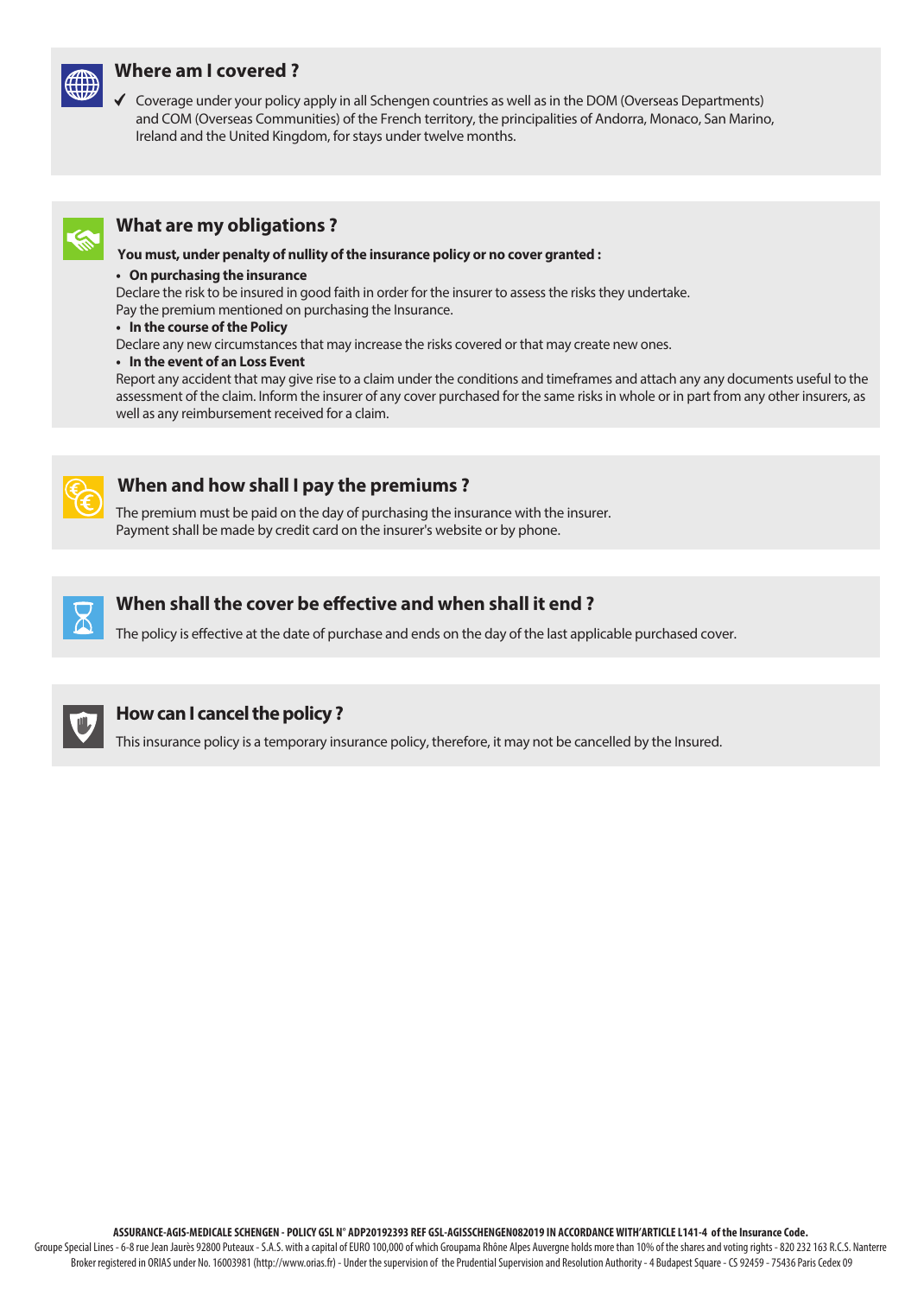## Where am I covered ?

- ✔ Coverage under your policy apply in all Schengen countries as well as in the DOM (Overseas Departments) and COM (Overseas Communities) of the French territory, the principalities of Andorra, Monaco, San Marino, Ireland and the United Kingdom, for stays under twelve months.

## What are my obligations ?

**You must, under penalty of nullity of the insurance policy or no cover granted :**

- **On purchasing the insurance**

Declare the risk to be insured in good faith in order for the insurer to assess the risks they undertake.
Pay the premium mentioned on purchasing the Insurance.

- **In the course of the Policy**

Declare any new circumstances that may increase the risks covered or that may create new ones.

- **In the event of an Loss Event**

Report any accident that may give rise to a claim under the conditions and timeframes and attach any any documents useful to the assessment of the claim. Inform the insurer of any cover purchased for the same risks in whole or in part from any other insurers, as well as any reimbursement received for a claim.

## When and how shall I pay the premiums ?

The premium must be paid on the day of purchasing the insurance with the insurer.
Payment shall be made by credit card on the insurer's website or by phone.

## When shall the cover be effective and when shall it end ?

The policy is effective at the date of purchase and ends on the day of the last applicable purchased cover.

## How can I cancel the policy ?

This insurance policy is a temporary insurance policy, therefore, it may not be cancelled by the Insured.

**ASSURANCE-AGIS-MEDICALE SCHENGEN - POLICY GSL N° ADP20192393 REF GSL-AGISSCHENGEN082019 IN ACCORDANCE WITH'ARTICLE L141-4 of the Insurance Code.**

Groupe Special Lines - 6-8 rue Jean Jaurès 92800 Puteaux - S.A.S. with a capital of EURO 100,000 of which Groupama Rhône Alpes Auvergne holds more than 10% of the shares and voting rights - 820 232 163 R.C.S. Nanterre Broker registered in ORIAS under No. 16003981 (http://www.orias.fr) - Under the supervision of the Prudential Supervision and Resolution Authority - 4 Budapest Square - CS 92459 - 75436 Paris Cedex 09